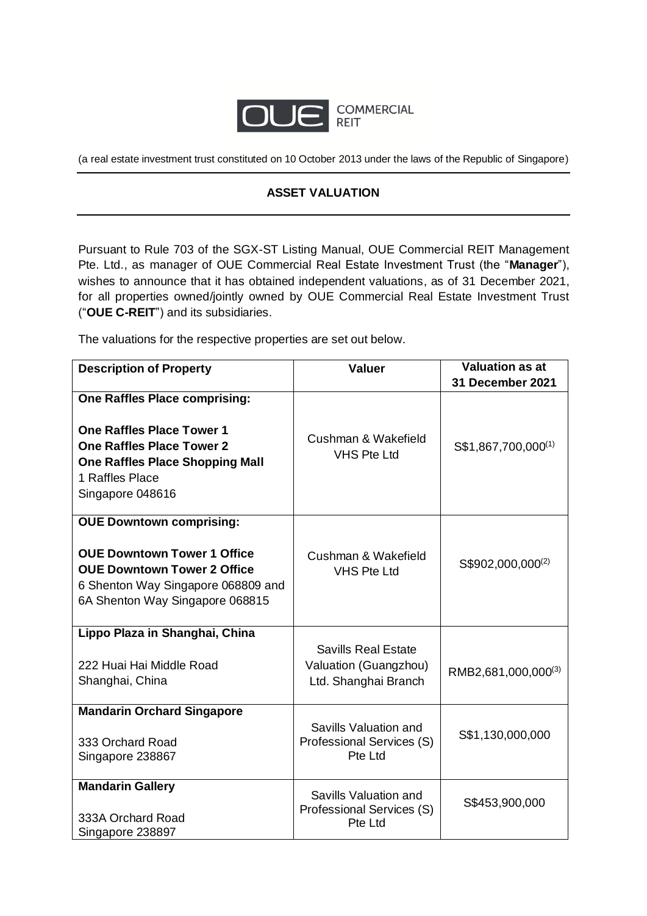OUE COMMERCIAL REIT

(a real estate investment trust constituted on 10 October 2013 under the laws of the Republic of Singapore)

## ASSET VALUATION

Pursuant to Rule 703 of the SGX-ST Listing Manual, OUE Commercial REIT Management Pte. Ltd., as manager of OUE Commercial Real Estate Investment Trust (the "**Manager**"), wishes to announce that it has obtained independent valuations, as of 31 December 2021, for all properties owned/jointly owned by OUE Commercial Real Estate Investment Trust ("**OUE C-REIT**") and its subsidiaries.

The valuations for the respective properties are set out below.

| Description of Property | Valuer | Valuation as at 31 December 2021 |
|---|---|---|
| **One Raffles Place comprising:**<br><br>**One Raffles Place Tower 1**<br>**One Raffles Place Tower 2**<br>**One Raffles Place Shopping Mall**<br>1 Raffles Place<br>Singapore 048616 | Cushman & Wakefield VHS Pte Ltd | S$1,867,700,000[1] |
| **OUE Downtown comprising:**<br><br>**OUE Downtown Tower 1 Office**<br>**OUE Downtown Tower 2 Office**<br>6 Shenton Way Singapore 068809 and<br>6A Shenton Way Singapore 068815 | Cushman & Wakefield VHS Pte Ltd | S$902,000,000[2] |
| **Lippo Plaza in Shanghai, China**<br><br>222 Huai Hai Middle Road<br>Shanghai, China | Savills Real Estate Valuation (Guangzhou) Ltd. Shanghai Branch | RMB2,681,000,000[3] |
| **Mandarin Orchard Singapore**<br><br>333 Orchard Road<br>Singapore 238867 | Savills Valuation and Professional Services (S) Pte Ltd | S$1,130,000,000 |
| **Mandarin Gallery**<br><br>333A Orchard Road<br>Singapore 238897 | Savills Valuation and Professional Services (S) Pte Ltd | S$453,900,000 |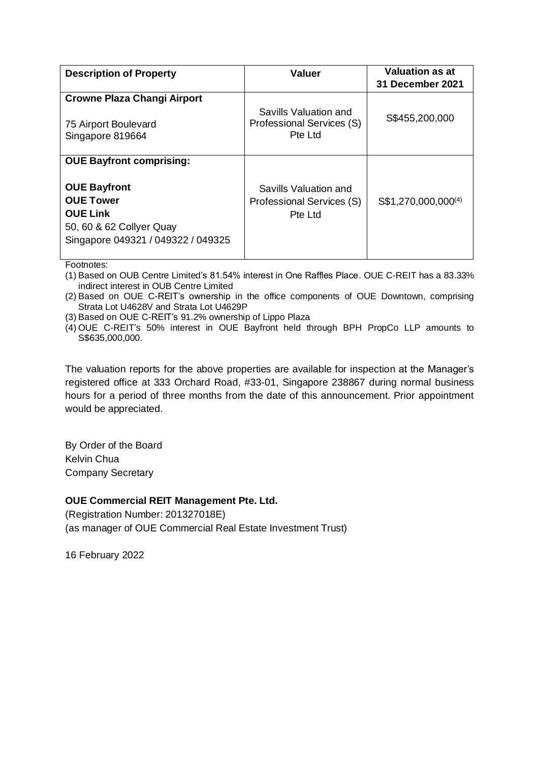| Description of Property | Valuer | Valuation as at 31 December 2021 |
| --- | --- | --- |
| **Crowne Plaza Changi Airport**<br><br>75 Airport Boulevard<br>Singapore 819664 | Savills Valuation and Professional Services (S) Pte Ltd | S$455,200,000 |
| **OUE Bayfront comprising:**<br><br>**OUE Bayfront**<br>**OUE Tower**<br>**OUE Link**<br>50, 60 & 62 Collyer Quay<br>Singapore 049321 / 049322 / 049325 | Savills Valuation and Professional Services (S) Pte Ltd | S$1,270,000,000[4] |

Footnotes:

(1) Based on OUB Centre Limited's 81.54% interest in One Raffles Place. OUE C-REIT has a 83.33% indirect interest in OUB Centre Limited

(2) Based on OUE C-REIT's ownership in the office components of OUE Downtown, comprising Strata Lot U4628V and Strata Lot U4629P

(3) Based on OUE C-REIT's 91.2% ownership of Lippo Plaza

(4) OUE C-REIT's 50% interest in OUE Bayfront held through BPH PropCo LLP amounts to S$635,000,000.

The valuation reports for the above properties are available for inspection at the Manager's registered office at 333 Orchard Road, #33-01, Singapore 238867 during normal business hours for a period of three months from the date of this announcement. Prior appointment would be appreciated.

By Order of the Board
Kelvin Chua
Company Secretary

**OUE Commercial REIT Management Pte. Ltd.**
(Registration Number: 201327018E)
(as manager of OUE Commercial Real Estate Investment Trust)

16 February 2022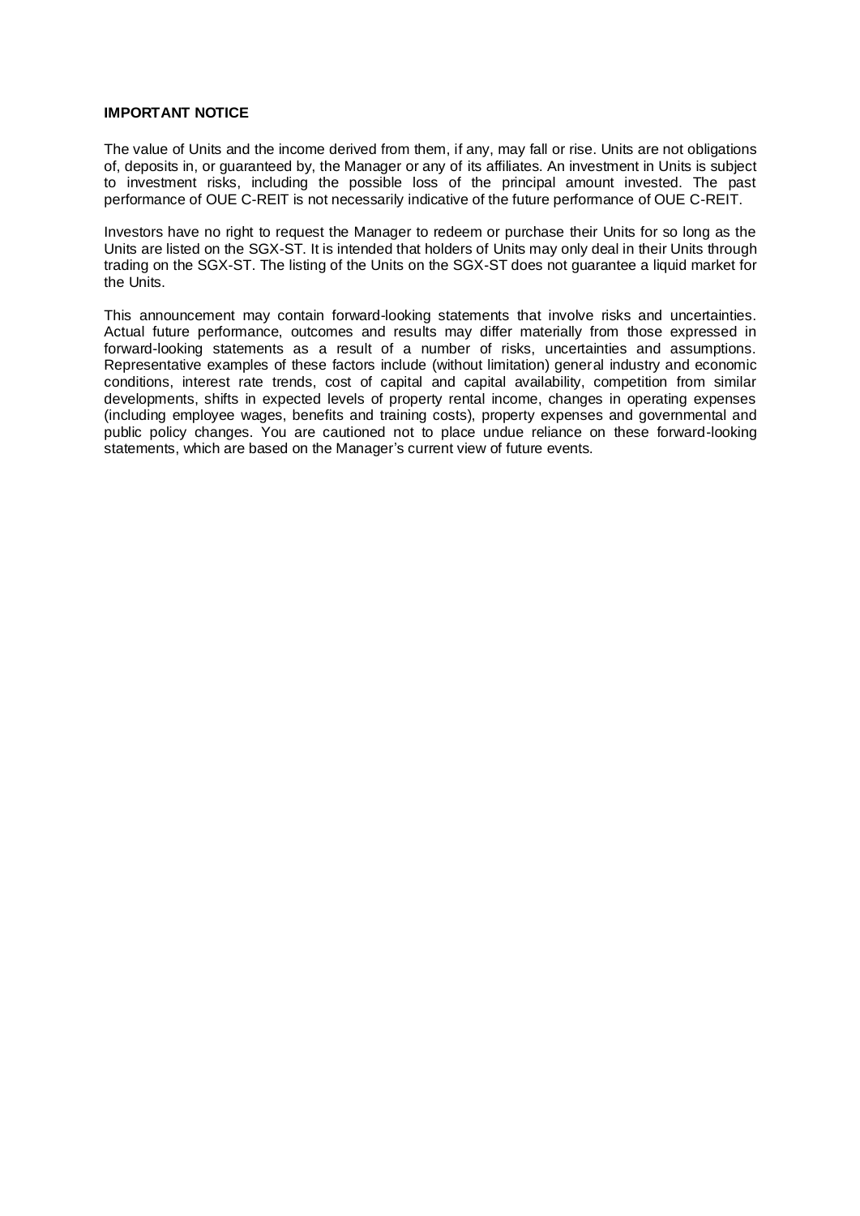**IMPORTANT NOTICE**

The value of Units and the income derived from them, if any, may fall or rise. Units are not obligations of, deposits in, or guaranteed by, the Manager or any of its affiliates. An investment in Units is subject to investment risks, including the possible loss of the principal amount invested. The past performance of OUE C-REIT is not necessarily indicative of the future performance of OUE C-REIT.

Investors have no right to request the Manager to redeem or purchase their Units for so long as the Units are listed on the SGX-ST. It is intended that holders of Units may only deal in their Units through trading on the SGX-ST. The listing of the Units on the SGX-ST does not guarantee a liquid market for the Units.

This announcement may contain forward-looking statements that involve risks and uncertainties. Actual future performance, outcomes and results may differ materially from those expressed in forward-looking statements as a result of a number of risks, uncertainties and assumptions. Representative examples of these factors include (without limitation) general industry and economic conditions, interest rate trends, cost of capital and capital availability, competition from similar developments, shifts in expected levels of property rental income, changes in operating expenses (including employee wages, benefits and training costs), property expenses and governmental and public policy changes. You are cautioned not to place undue reliance on these forward-looking statements, which are based on the Manager's current view of future events.